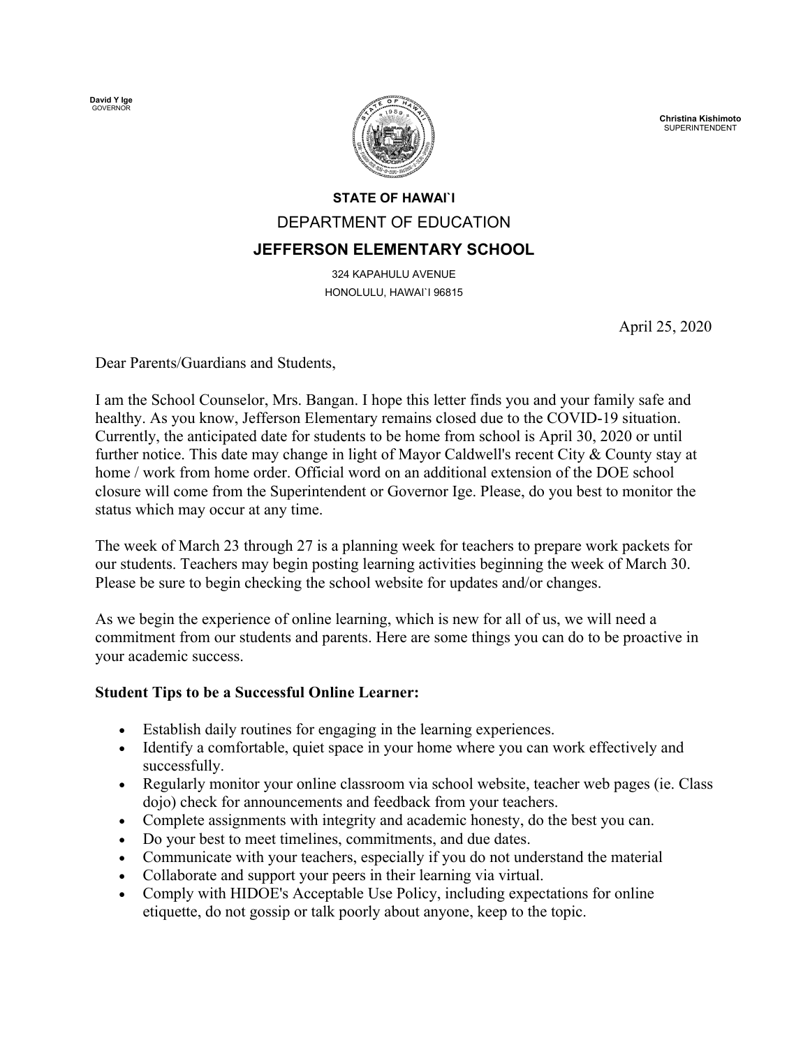**David Y Ige**
GOVERNOR

**Christina Kishimoto**
SUPERINTENDENT

**STATE OF HAWAI`I**

DEPARTMENT OF EDUCATION

**JEFFERSON ELEMENTARY SCHOOL**

324 KAPAHULU AVENUE
HONOLULU, HAWAI`I 96815

April 25, 2020

Dear Parents/Guardians and Students,

I am the School Counselor, Mrs. Bangan. I hope this letter finds you and your family safe and healthy. As you know, Jefferson Elementary remains closed due to the COVID-19 situation. Currently, the anticipated date for students to be home from school is April 30, 2020 or until further notice. This date may change in light of Mayor Caldwell's recent City & County stay at home / work from home order. Official word on an additional extension of the DOE school closure will come from the Superintendent or Governor Ige. Please, do you best to monitor the status which may occur at any time.

The week of March 23 through 27 is a planning week for teachers to prepare work packets for our students. Teachers may begin posting learning activities beginning the week of March 30. Please be sure to begin checking the school website for updates and/or changes.

As we begin the experience of online learning, which is new for all of us, we will need a commitment from our students and parents. Here are some things you can do to be proactive in your academic success.

**Student Tips to be a Successful Online Learner:**

- Establish daily routines for engaging in the learning experiences.
- Identify a comfortable, quiet space in your home where you can work effectively and successfully.
- Regularly monitor your online classroom via school website, teacher web pages (ie. Class dojo) check for announcements and feedback from your teachers.
- Complete assignments with integrity and academic honesty, do the best you can.
- Do your best to meet timelines, commitments, and due dates.
- Communicate with your teachers, especially if you do not understand the material
- Collaborate and support your peers in their learning via virtual.
- Comply with HIDOE's Acceptable Use Policy, including expectations for online etiquette, do not gossip or talk poorly about anyone, keep to the topic.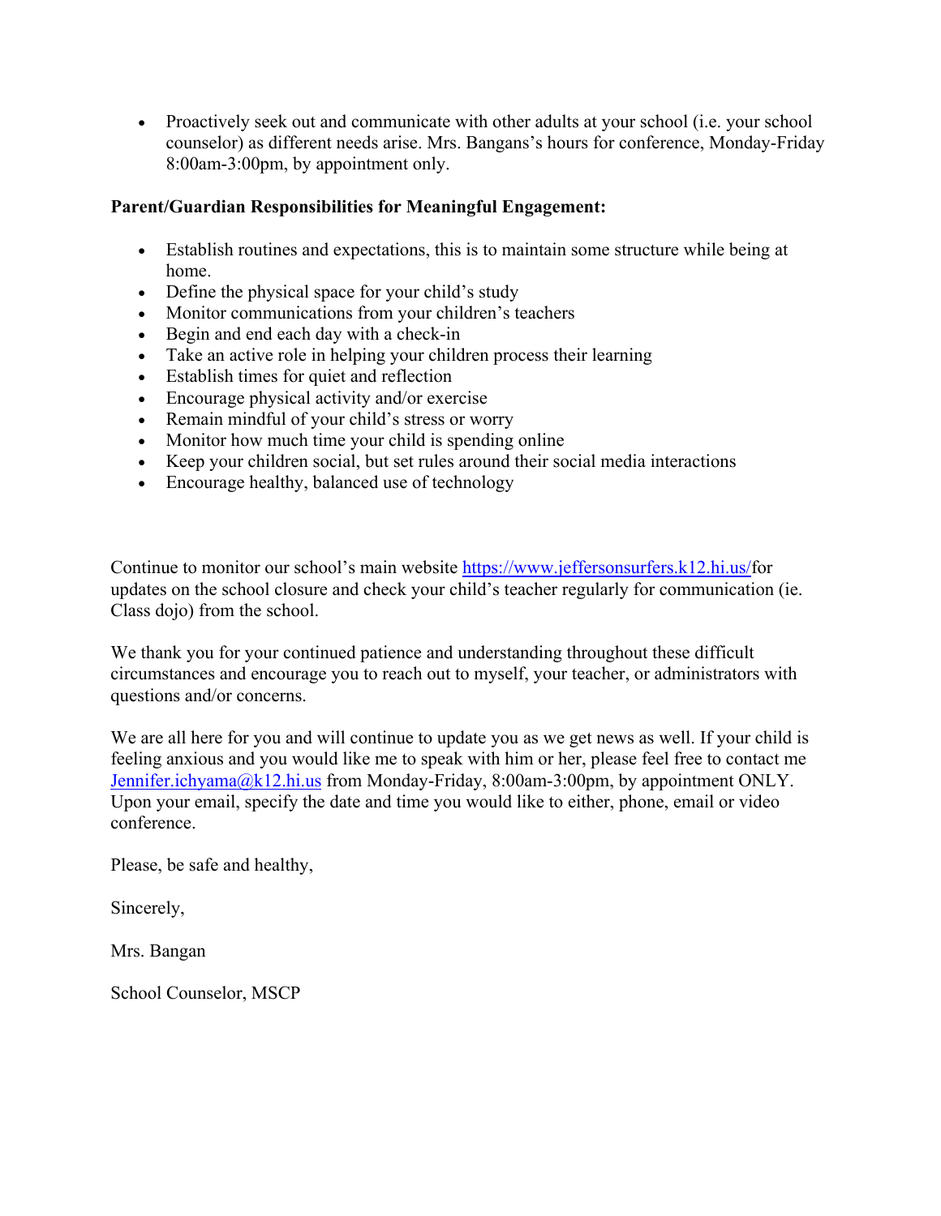- Proactively seek out and communicate with other adults at your school (i.e. your school counselor) as different needs arise. Mrs. Bangans's hours for conference, Monday-Friday 8:00am-3:00pm, by appointment only.

**Parent/Guardian Responsibilities for Meaningful Engagement:**

- Establish routines and expectations, this is to maintain some structure while being at home.
- Define the physical space for your child's study
- Monitor communications from your children's teachers
- Begin and end each day with a check-in
- Take an active role in helping your children process their learning
- Establish times for quiet and reflection
- Encourage physical activity and/or exercise
- Remain mindful of your child's stress or worry
- Monitor how much time your child is spending online
- Keep your children social, but set rules around their social media interactions
- Encourage healthy, balanced use of technology

Continue to monitor our school's main website https://www.jeffersonsurfers.k12.hi.us/for updates on the school closure and check your child's teacher regularly for communication (ie. Class dojo) from the school.

We thank you for your continued patience and understanding throughout these difficult circumstances and encourage you to reach out to myself, your teacher, or administrators with questions and/or concerns.

We are all here for you and will continue to update you as we get news as well. If your child is feeling anxious and you would like me to speak with him or her, please feel free to contact me Jennifer.ichyama@k12.hi.us from Monday-Friday, 8:00am-3:00pm, by appointment ONLY. Upon your email, specify the date and time you would like to either, phone, email or video conference.

Please, be safe and healthy,

Sincerely,

Mrs. Bangan

School Counselor, MSCP